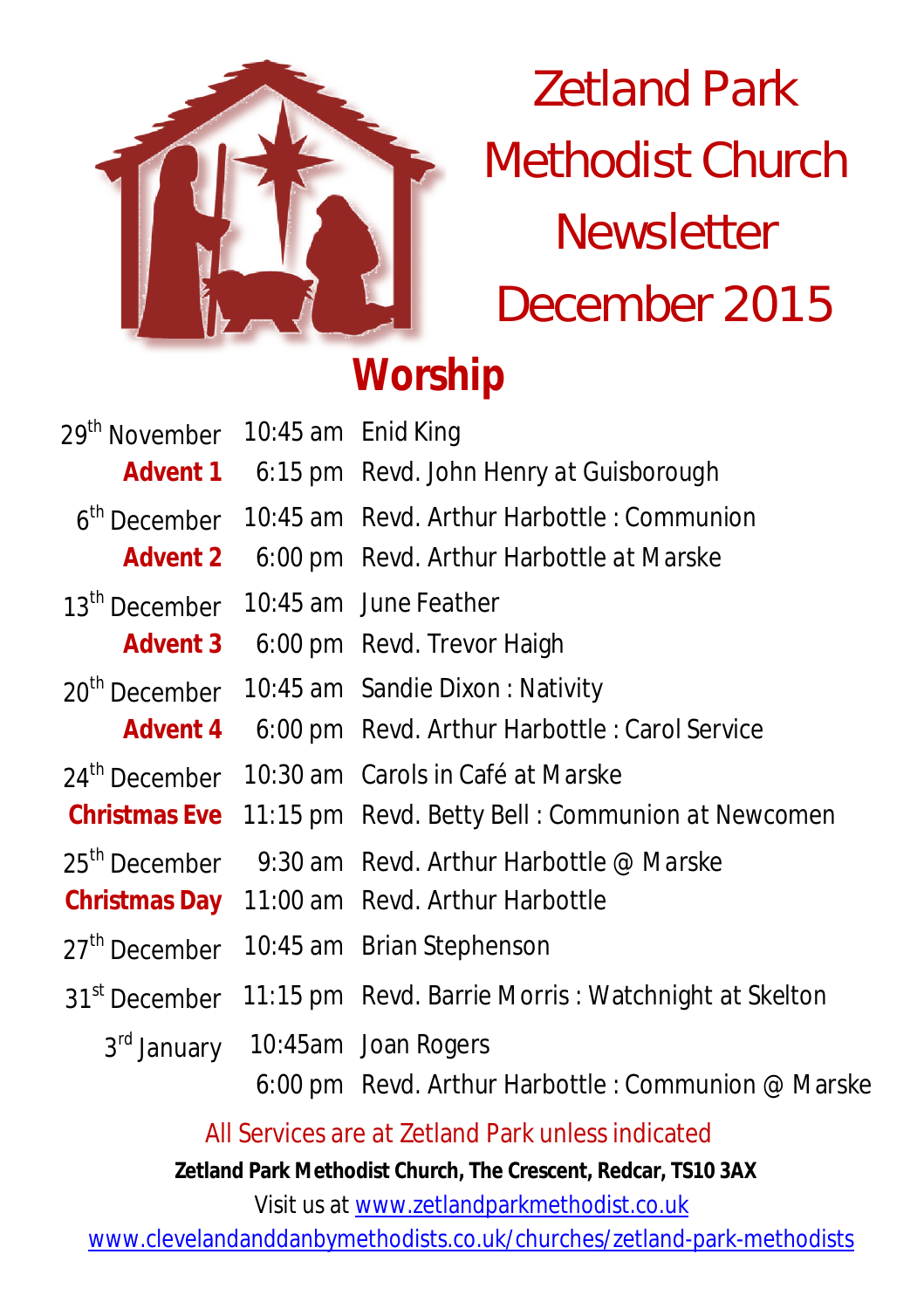# Zetland Park Methodist Church Newsletter December 2015

## Worship

| | | |
|---|---|---|
| 29th November | 10:45 am | Enid King |
| **Advent 1** | 6:15 pm | Revd. John Henry at Guisborough |
| 6th December | 10:45 am | Revd. Arthur Harbottle : Communion |
| **Advent 2** | 6:00 pm | Revd. Arthur Harbottle at Marske |
| 13th December | 10:45 am | June Feather |
| **Advent 3** | 6:00 pm | Revd. Trevor Haigh |
| 20th December | 10:45 am | Sandie Dixon : Nativity |
| **Advent 4** | 6:00 pm | Revd. Arthur Harbottle : Carol Service |
| 24th December | 10:30 am | Carols in Café at Marske |
| **Christmas Eve** | 11:15 pm | Revd. Betty Bell : Communion at Newcomen |
| 25th December | 9:30 am | Revd. Arthur Harbottle @ Marske |
| **Christmas Day** | 11:00 am | Revd. Arthur Harbottle |
| 27th December | 10:45 am | Brian Stephenson |
| 31st December | 11:15 pm | Revd. Barrie Morris : Watchnight at Skelton |
| 3rd January | 10:45am | Joan Rogers |
| | 6:00 pm | Revd. Arthur Harbottle : Communion @ Marske |

All Services are at Zetland Park unless indicated

**Zetland Park Methodist Church, The Crescent, Redcar, TS10 3AX**

Visit us at www.zetlandparkmethodist.co.uk

www.clevelandanddanbymethodists.co.uk/churches/zetland-park-methodists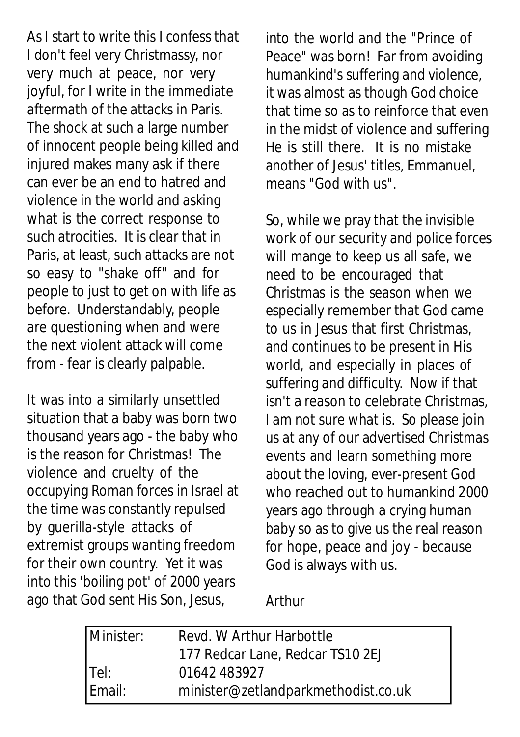As I start to write this I confess that I don't feel very Christmassy, nor very much at peace, nor very joyful, for I write in the immediate aftermath of the attacks in Paris. The shock at such a large number of innocent people being killed and injured makes many ask if there can ever be an end to hatred and violence in the world and asking what is the correct response to such atrocities. It is clear that in Paris, at least, such attacks are not so easy to "shake off" and for people to just to get on with life as before. Understandably, people are questioning when and were the next violent attack will come from - fear is clearly palpable.

It was into a similarly unsettled situation that a baby was born two thousand years ago - the baby who is the reason for Christmas! The violence and cruelty of the occupying Roman forces in Israel at the time was constantly repulsed by guerilla-style attacks of extremist groups wanting freedom for their own country. Yet it was into this 'boiling pot' of 2000 years ago that God sent His Son, Jesus, into the world and the "Prince of Peace" was born! Far from avoiding humankind's suffering and violence, it was almost as though God choice that time so as to reinforce that even in the midst of violence and suffering He is still there. It is no mistake another of Jesus' titles, Emmanuel, means "God with us".

So, while we pray that the invisible work of our security and police forces will mange to keep us all safe, we need to be encouraged that Christmas is the season when we especially remember that God came to us in Jesus that first Christmas, and continues to be present in His world, and especially in places of suffering and difficulty. Now if that isn't a reason to celebrate Christmas, I am not sure what is. So please join us at any of our advertised Christmas events and learn something more about the loving, ever-present God who reached out to humankind 2000 years ago through a crying human baby so as to give us the real reason for hope, peace and joy - because God is always with us.

Arthur

| | |
|---|---|
| Minister: | Revd. W Arthur Harbottle |
| | 177 Redcar Lane, Redcar TS10 2EJ |
| Tel: | 01642 483927 |
| Email: | minister@zetlandparkmethodist.co.uk |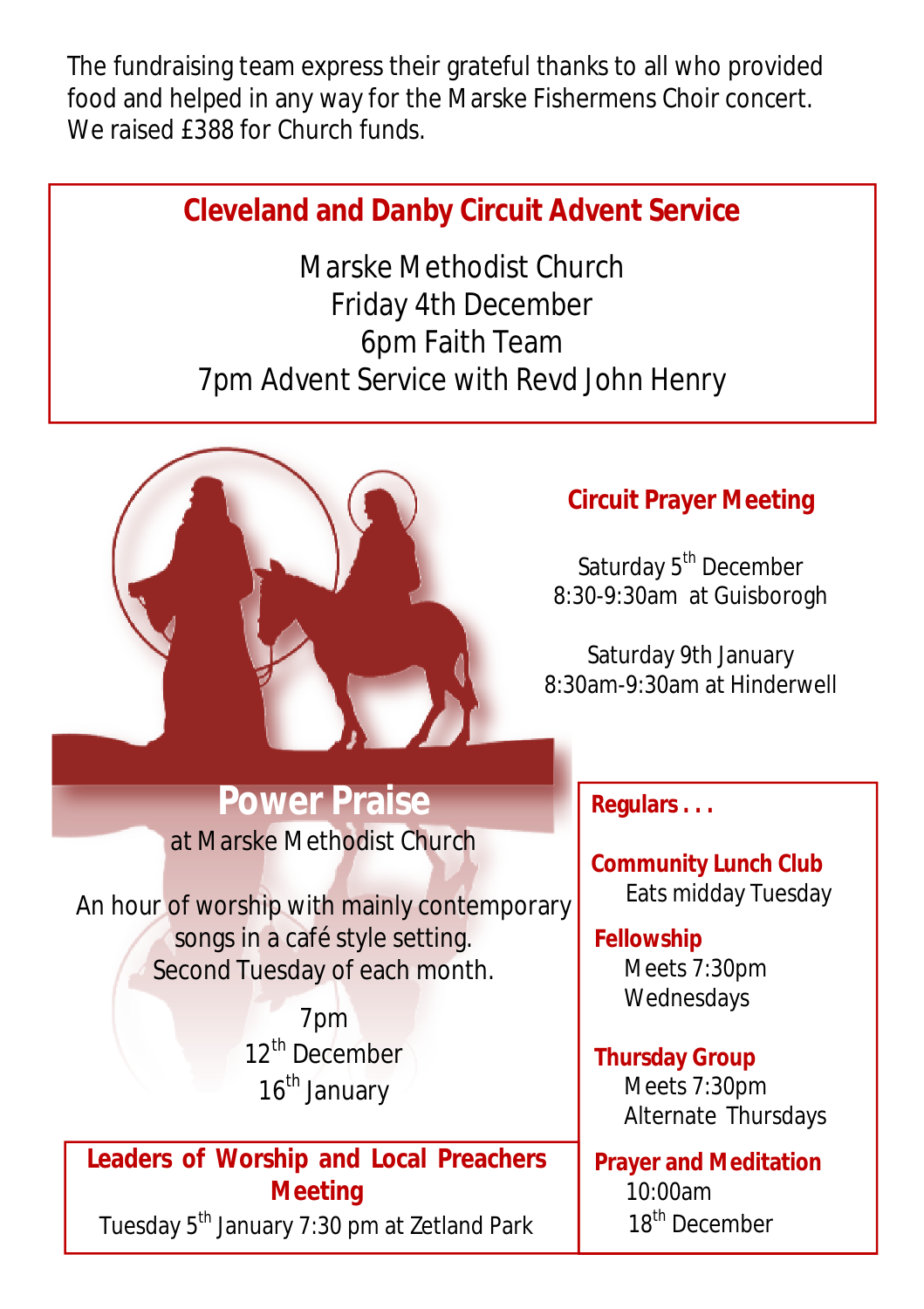The fundraising team express their grateful thanks to all who provided food and helped in any way for the Marske Fishermens Choir concert. We raised £388 for Church funds.

## Cleveland and Danby Circuit Advent Service

Marske Methodist Church
Friday 4th December
6pm Faith Team
7pm Advent Service with Revd John Henry

### Circuit Prayer Meeting

Saturday 5th December
8:30-9:30am at Guisborogh

Saturday 9th January
8:30am-9:30am at Hinderwell

## Power Praise

at Marske Methodist Church

An hour of worship with mainly contemporary songs in a café style setting.
Second Tuesday of each month.

7pm
12th December
16th January

### Leaders of Worship and Local Preachers Meeting

Tuesday 5th January 7:30 pm at Zetland Park

### Regulars . . .

**Community Lunch Club**
Eats midday Tuesday

**Fellowship**
Meets 7:30pm
Wednesdays

**Thursday Group**
Meets 7:30pm
Alternate Thursdays

**Prayer and Meditation**
10:00am
18th December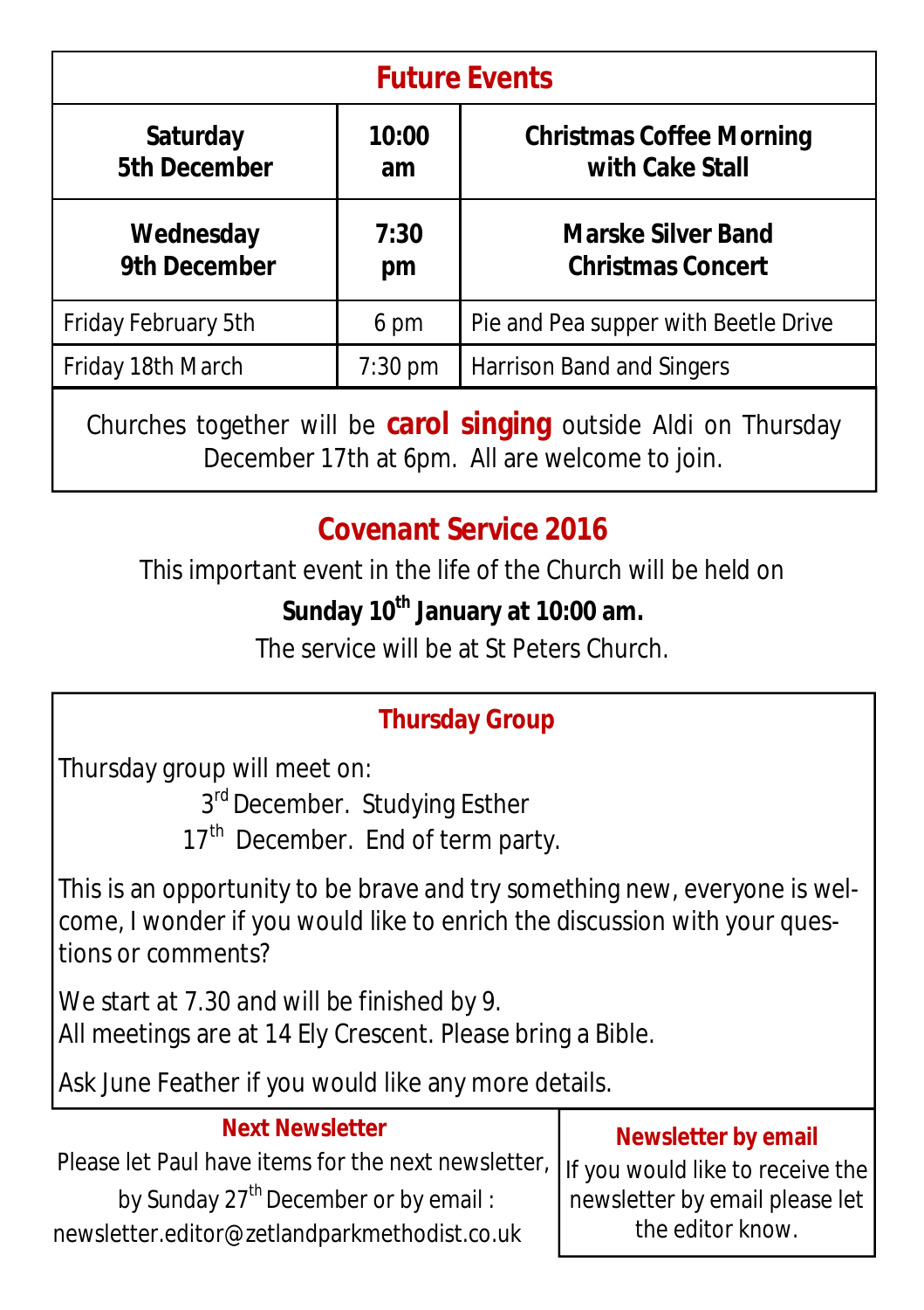## Future Events

| | | |
|---|---|---|
| **Saturday 5th December** | **10:00 am** | **Christmas Coffee Morning with Cake Stall** |
| **Wednesday 9th December** | **7:30 pm** | **Marske Silver Band Christmas Concert** |
| Friday February 5th | 6 pm | Pie and Pea supper with Beetle Drive |
| Friday 18th March | 7:30 pm | Harrison Band and Singers |

Churches together will be **carol singing** outside Aldi on Thursday December 17th at 6pm. All are welcome to join.

## Covenant Service 2016

This important event in the life of the Church will be held on

**Sunday 10th January at 10:00 am.**

The service will be at St Peters Church.

### Thursday Group

Thursday group will meet on:

3rd December. Studying Esther

17th December. End of term party.

This is an opportunity to be brave and try something new, everyone is welcome, I wonder if you would like to enrich the discussion with your questions or comments?

We start at 7.30 and will be finished by 9.
All meetings are at 14 Ely Crescent. Please bring a Bible.

Ask June Feather if you would like any more details.

### Next Newsletter

Please let Paul have items for the next newsletter, by Sunday 27th December or by email :
newsletter.editor@zetlandparkmethodist.co.uk

### Newsletter by email

If you would like to receive the newsletter by email please let the editor know.